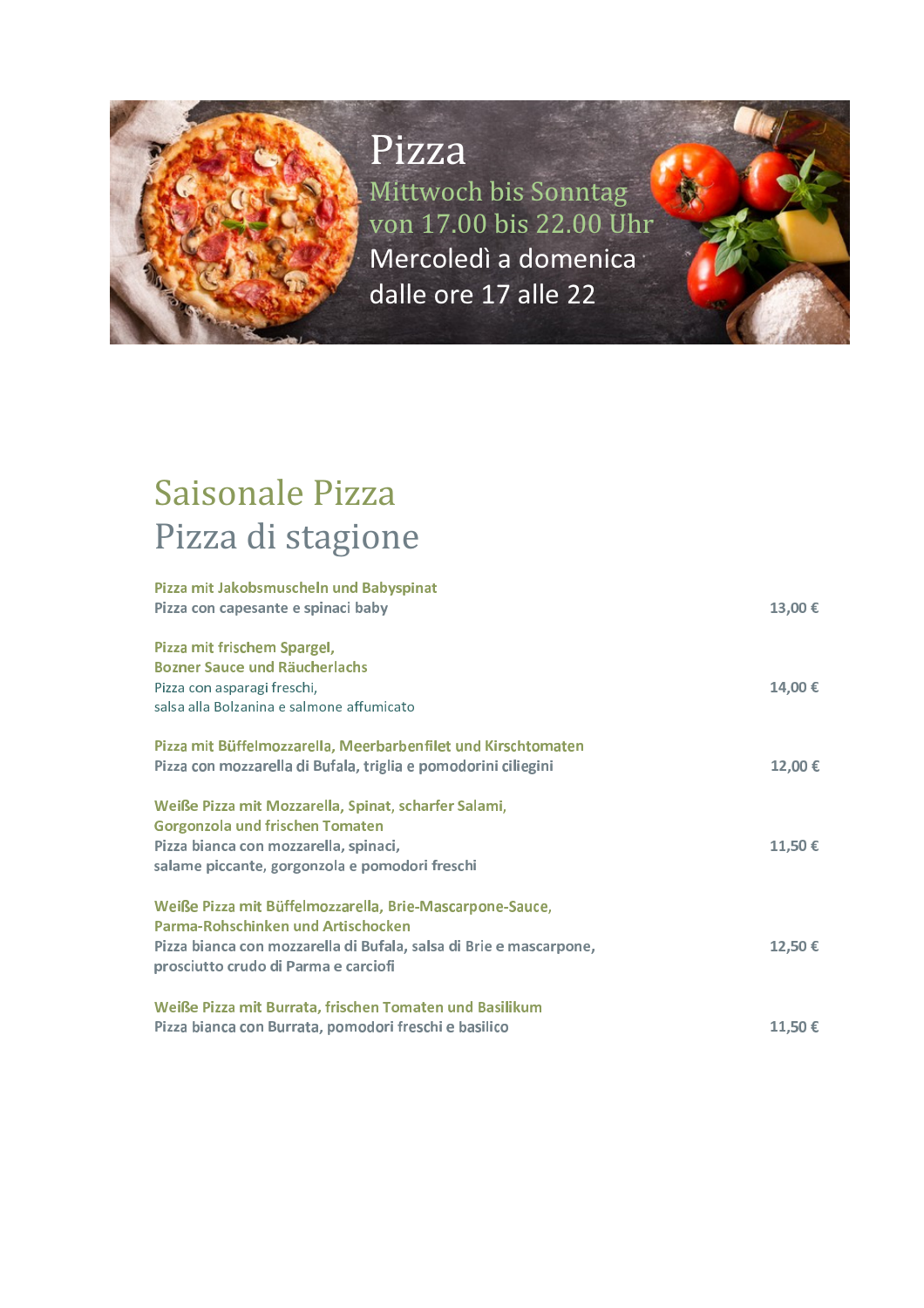# Pizza

Mittwoch bis Sonntag
von 17.00 bis 22.00 Uhr

Mercoledì a domenica
dalle ore 17 alle 22

## Saisonale Pizza
## Pizza di stagione

Pizza mit Jakobsmuscheln und Babyspinat
Pizza con capesante e spinaci baby — 13,00 €

Pizza mit frischem Spargel,
Bozner Sauce und Räucherlachs
Pizza con asparagi freschi,
salsa alla Bolzanina e salmone affumicato — 14,00 €

Pizza mit Büffelmozzarella, Meerbarbenfilet und Kirschtomaten
Pizza con mozzarella di Bufala, triglia e pomodorini ciliegini — 12,00 €

Weiße Pizza mit Mozzarella, Spinat, scharfer Salami,
Gorgonzola und frischen Tomaten
Pizza bianca con mozzarella, spinaci,
salame piccante, gorgonzola e pomodori freschi — 11,50 €

Weiße Pizza mit Büffelmozzarella, Brie-Mascarpone-Sauce,
Parma-Rohschinken und Artischocken
Pizza bianca con mozzarella di Bufala, salsa di Brie e mascarpone,
prosciutto crudo di Parma e carciofi — 12,50 €

Weiße Pizza mit Burrata, frischen Tomaten und Basilikum
Pizza bianca con Burrata, pomodori freschi e basilico — 11,50 €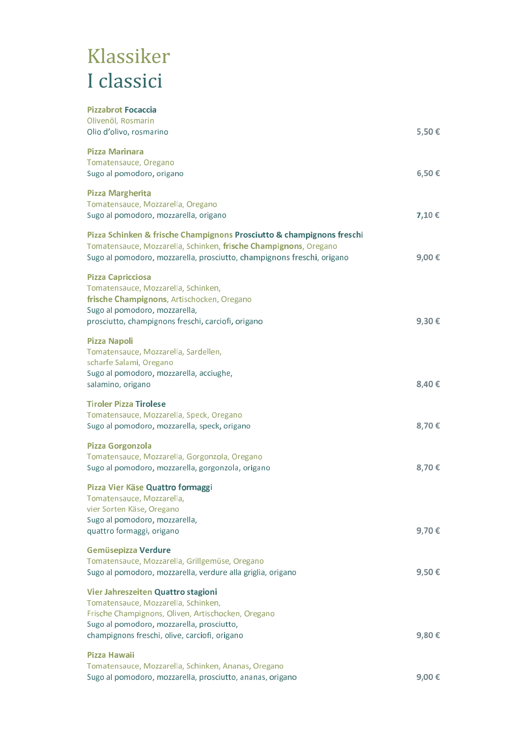# Klassiker
# I classici

**Pizzabrot Focaccia**
Olivenöl, Rosmarin
Olio d'olivo, rosmarino — 5,50 €

**Pizza Marinara**
Tomatensauce, Oregano
Sugo al pomodoro, origano — 6,50 €

**Pizza Margherita**
Tomatensauce, Mozzarella, Oregano
Sugo al pomodoro, mozzarella, origano — 7,10 €

**Pizza Schinken & frische Champignons Prosciutto & champignons freschi**
Tomatensauce, Mozzarella, Schinken, **frische Champignons**, Oregano
Sugo al pomodoro, mozzarella, prosciutto, champignons freschi, origano — 9,00 €

**Pizza Capricciosa**
Tomatensauce, Mozzarella, Schinken,
**frische Champignons**, Artischocken, Oregano
Sugo al pomodoro, mozzarella,
prosciutto, champignons freschi, carciofi, origano — 9,30 €

**Pizza Napoli**
Tomatensauce, Mozzarella, Sardellen,
scharfe Salami, Oregano
Sugo al pomodoro, mozzarella, acciughe,
salamino, origano — 8,40 €

**Tiroler Pizza Tirolese**
Tomatensauce, Mozzarella, Speck, Oregano
Sugo al pomodoro, mozzarella, speck, origano — 8,70 €

**Pizza Gorgonzola**
Tomatensauce, Mozzarella, Gorgonzola, Oregano
Sugo al pomodoro, mozzarella, gorgonzola, origano — 8,70 €

**Pizza Vier Käse Quattro formaggi**
Tomatensauce, Mozzarella,
vier Sorten Käse, Oregano
Sugo al pomodoro, mozzarella,
quattro formaggi, origano — 9,70 €

**Gemüsepizza Verdure**
Tomatensauce, Mozzarella, Grillgemüse, Oregano
Sugo al pomodoro, mozzarella, verdure alla griglia, origano — 9,50 €

**Vier Jahreszeiten Quattro stagioni**
Tomatensauce, Mozzarella, Schinken,
Frische Champignons, Oliven, Artischocken, Oregano
Sugo al pomodoro, mozzarella, prosciutto,
champignons freschi, olive, carciofi, origano — 9,80 €

**Pizza Hawaii**
Tomatensauce, Mozzarella, Schinken, Ananas, Oregano
Sugo al pomodoro, mozzarella, prosciutto, ananas, origano — 9,00 €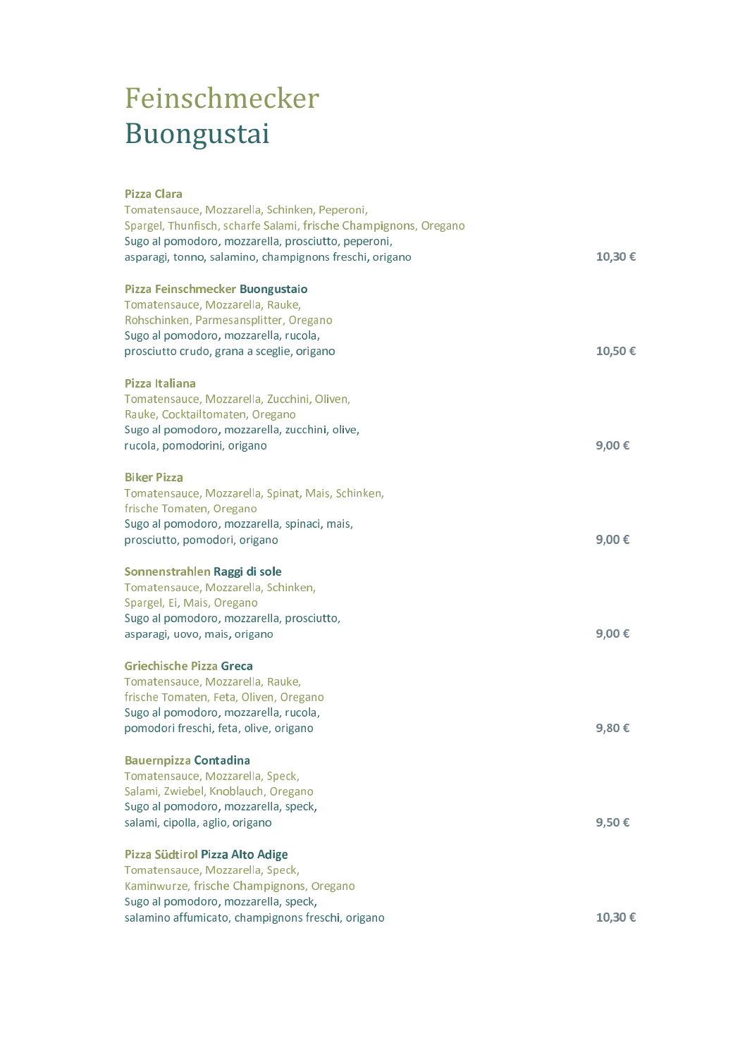# Feinschmecker
# Buongustai

**Pizza Clara**
Tomatensauce, Mozzarella, Schinken, Peperoni,
Spargel, Thunfisch, scharfe Salami, frische Champignons, Oregano
Sugo al pomodoro, mozzarella, prosciutto, peperoni,
asparagi, tonno, salamino, champignons freschi, origano **10,30 €**

**Pizza Feinschmecker Buongustaio**
Tomatensauce, Mozzarella, Rauke,
Rohschinken, Parmesansplitter, Oregano
Sugo al pomodoro, mozzarella, rucola,
prosciutto crudo, grana a sceglie, origano **10,50 €**

**Pizza Italiana**
Tomatensauce, Mozzarella, Zucchini, Oliven,
Rauke, Cocktailtomaten, Oregano
Sugo al pomodoro, mozzarella, zucchini, olive,
rucola, pomodorini, origano **9,00 €**

**Biker Pizza**
Tomatensauce, Mozzarella, Spinat, Mais, Schinken,
frische Tomaten, Oregano
Sugo al pomodoro, mozzarella, spinaci, mais,
prosciutto, pomodori, origano **9,00 €**

**Sonnenstrahlen Raggi di sole**
Tomatensauce, Mozzarella, Schinken,
Spargel, Ei, Mais, Oregano
Sugo al pomodoro, mozzarella, prosciutto,
asparagi, uovo, mais, origano **9,00 €**

**Griechische Pizza Greca**
Tomatensauce, Mozzarella, Rauke,
frische Tomaten, Feta, Oliven, Oregano
Sugo al pomodoro, mozzarella, rucola,
pomodori freschi, feta, olive, origano **9,80 €**

**Bauernpizza Contadina**
Tomatensauce, Mozzarella, Speck,
Salami, Zwiebel, Knoblauch, Oregano
Sugo al pomodoro, mozzarella, speck,
salami, cipolla, aglio, origano **9,50 €**

**Pizza Südtirol Pizza Alto Adige**
Tomatensauce, Mozzarella, Speck,
Kaminwurze, frische Champignons, Oregano
Sugo al pomodoro, mozzarella, speck,
salamino affumicato, champignons freschi, origano **10,30 €**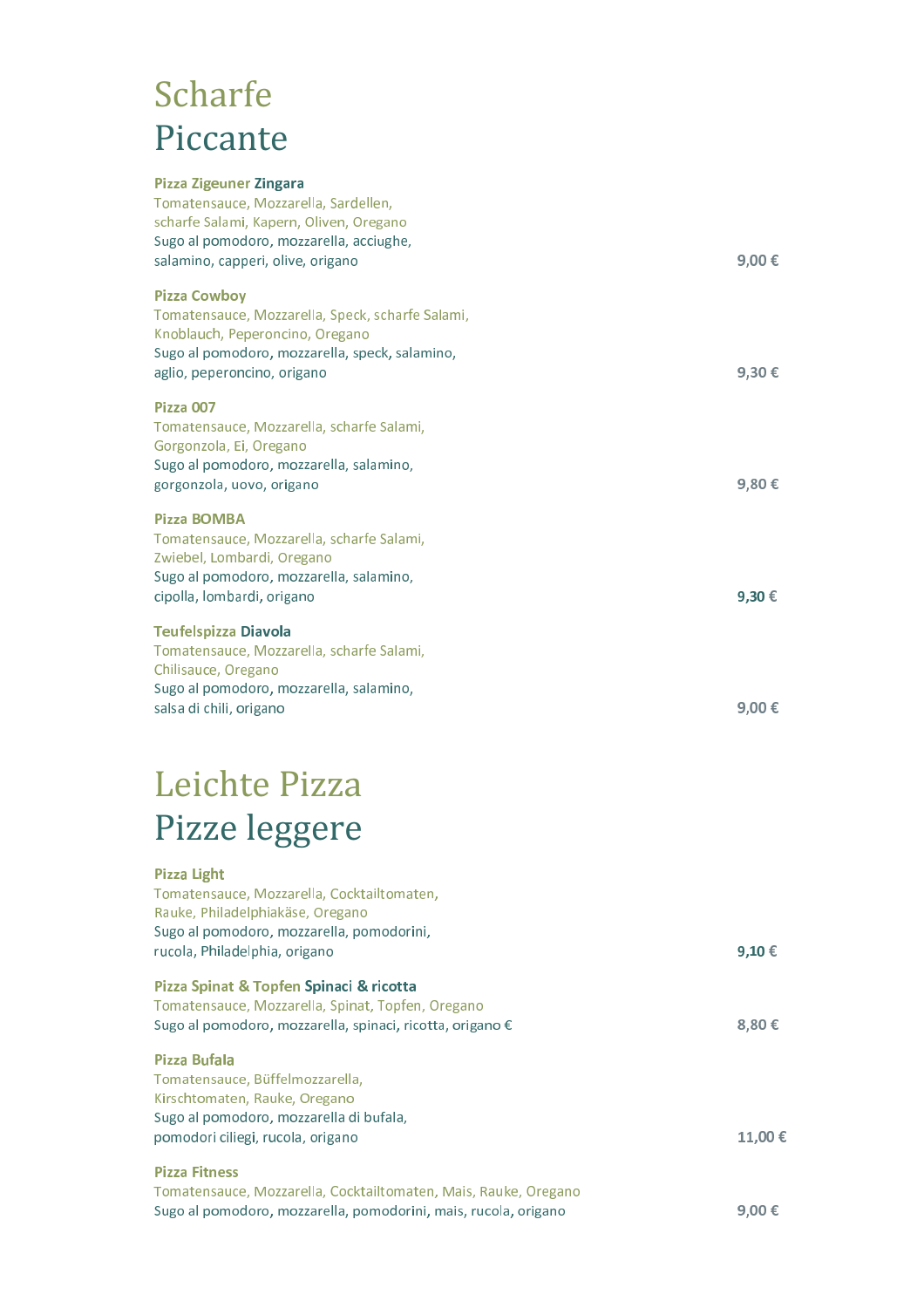# Scharfe
# Piccante

**Pizza Zigeuner Zingara**
Tomatensauce, Mozzarella, Sardellen,
scharfe Salami, Kapern, Oliven, Oregano
Sugo al pomodoro, mozzarella, acciughe,
salamino, capperi, olive, origano — **9,00 €**

**Pizza Cowboy**
Tomatensauce, Mozzarella, Speck, scharfe Salami,
Knoblauch, Peperoncino, Oregano
Sugo al pomodoro, mozzarella, speck, salamino,
aglio, peperoncino, origano — **9,30 €**

**Pizza 007**
Tomatensauce, Mozzarella, scharfe Salami,
Gorgonzola, Ei, Oregano
Sugo al pomodoro, mozzarella, salamino,
gorgonzola, uovo, origano — **9,80 €**

**Pizza BOMBA**
Tomatensauce, Mozzarella, scharfe Salami,
Zwiebel, Lombardi, Oregano
Sugo al pomodoro, mozzarella, salamino,
cipolla, lombardi, origano — **9,30 €**

**Teufelspizza Diavola**
Tomatensauce, Mozzarella, scharfe Salami,
Chilisauce, Oregano
Sugo al pomodoro, mozzarella, salamino,
salsa di chili, origano — **9,00 €**

# Leichte Pizza
# Pizze leggere

**Pizza Light**
Tomatensauce, Mozzarella, Cocktailtomaten,
Rauke, Philadelphiakäse, Oregano
Sugo al pomodoro, mozzarella, pomodorini,
rucola, Philadelphia, origano — **9,10 €**

**Pizza Spinat & Topfen Spinaci & ricotta**
Tomatensauce, Mozzarella, Spinat, Topfen, Oregano
Sugo al pomodoro, mozzarella, spinaci, ricotta, origano € — **8,80 €**

**Pizza Bufala**
Tomatensauce, Büffelmozzarella,
Kirschtomaten, Rauke, Oregano
Sugo al pomodoro, mozzarella di bufala,
pomodori ciliegi, rucola, origano — **11,00 €**

**Pizza Fitness**
Tomatensauce, Mozzarella, Cocktailtomaten, Mais, Rauke, Oregano
Sugo al pomodoro, mozzarella, pomodorini, mais, rucola, origano — **9,00 €**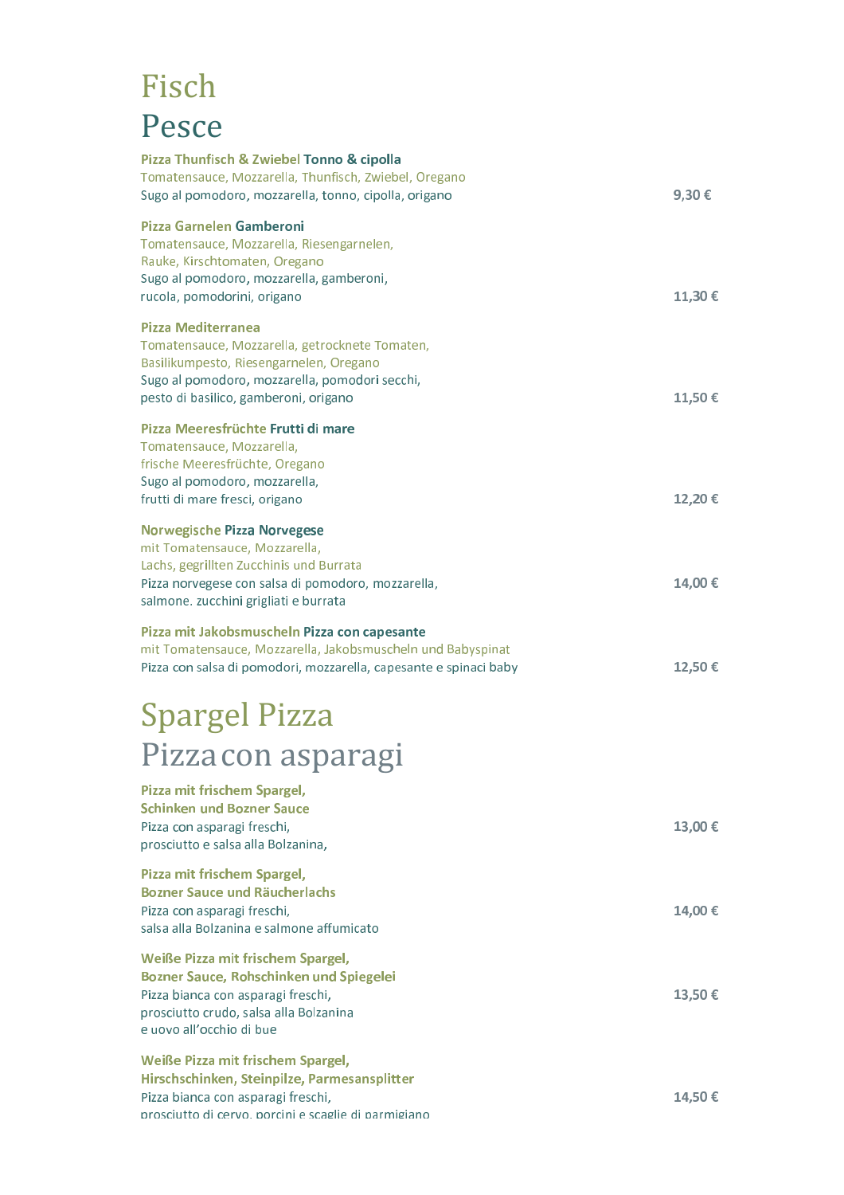# Fisch
# Pesce

**Pizza Thunfisch & Zwiebel Tonno & cipolla**
Tomatensauce, Mozzarella, Thunfisch, Zwiebel, Oregano
Sugo al pomodoro, mozzarella, tonno, cipolla, origano — **9,30 €**

**Pizza Garnelen Gamberoni**
Tomatensauce, Mozzarella, Riesengarnelen,
Rauke, Kirschtomaten, Oregano
Sugo al pomodoro, mozzarella, gamberoni,
rucola, pomodorini, origano — **11,30 €**

**Pizza Mediterranea**
Tomatensauce, Mozzarella, getrocknete Tomaten,
Basilikumpesto, Riesengarnelen, Oregano
Sugo al pomodoro, mozzarella, pomodori secchi,
pesto di basilico, gamberoni, origano — **11,50 €**

**Pizza Meeresfrüchte Frutti di mare**
Tomatensauce, Mozzarella,
frische Meeresfrüchte, Oregano
Sugo al pomodoro, mozzarella,
frutti di mare fresci, origano — **12,20 €**

**Norwegische Pizza Norvegese**
mit Tomatensauce, Mozzarella,
Lachs, gegrillten Zucchinis und Burrata
Pizza norvegese con salsa di pomodoro, mozzarella,
salmone. zucchini grigliati e burrata — **14,00 €**

**Pizza mit Jakobsmuscheln Pizza con capesante**
mit Tomatensauce, Mozzarella, Jakobsmuscheln und Babyspinat
Pizza con salsa di pomodori, mozzarella, capesante e spinaci baby — **12,50 €**

# Spargel Pizza
# Pizza con asparagi

**Pizza mit frischem Spargel,**
**Schinken und Bozner Sauce**
Pizza con asparagi freschi,
prosciutto e salsa alla Bolzanina, — **13,00 €**

**Pizza mit frischem Spargel,**
**Bozner Sauce und Räucherlachs**
Pizza con asparagi freschi,
salsa alla Bolzanina e salmone affumicato — **14,00 €**

**Weiße Pizza mit frischem Spargel,**
**Bozner Sauce, Rohschinken und Spiegelei**
Pizza bianca con asparagi freschi,
prosciutto crudo, salsa alla Bolzanina
e uovo all'occhio di bue — **13,50 €**

**Weiße Pizza mit frischem Spargel,**
**Hirschschinken, Steinpilze, Parmesansplitter**
Pizza bianca con asparagi freschi,
prosciutto di cervo, porcini e scaglie di parmigiano — **14,50 €**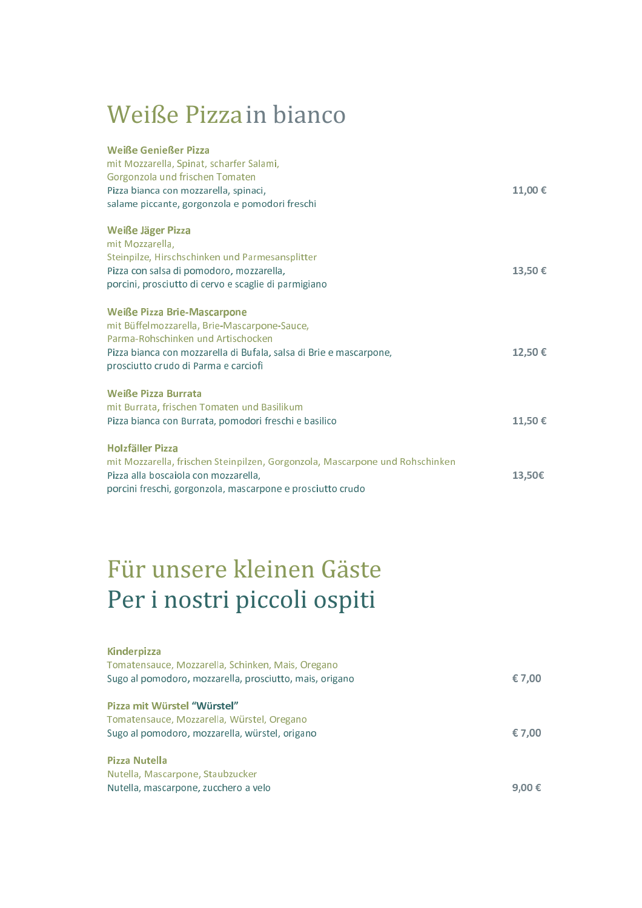# Weiße Pizza in bianco

**Weiße Genießer Pizza**
mit Mozzarella, Spinat, scharfer Salami,
Gorgonzola und frischen Tomaten
Pizza bianca con mozzarella, spinaci,
salame piccante, gorgonzola e pomodori freschi
**11,00 €**

**Weiße Jäger Pizza**
mit Mozzarella,
Steinpilze, Hirschschinken und Parmesansplitter
Pizza con salsa di pomodoro, mozzarella,
porcini, prosciutto di cervo e scaglie di parmigiano
**13,50 €**

**Weiße Pizza Brie-Mascarpone**
mit Büffelmozzarella, Brie-Mascarpone-Sauce,
Parma-Rohschinken und Artischocken
Pizza bianca con mozzarella di Bufala, salsa di Brie e mascarpone,
prosciutto crudo di Parma e carciofi
**12,50 €**

**Weiße Pizza Burrata**
mit Burrata, frischen Tomaten und Basilikum
Pizza bianca con Burrata, pomodori freschi e basilico
**11,50 €**

**Holzfäller Pizza**
mit Mozzarella, frischen Steinpilzen, Gorgonzola, Mascarpone und Rohschinken
Pizza alla boscaiola con mozzarella,
porcini freschi, gorgonzola, mascarpone e prosciutto crudo
**13,50€**

# Für unsere kleinen Gäste
# Per i nostri piccoli ospiti

**Kinderpizza**
Tomatensauce, Mozzarella, Schinken, Mais, Oregano
Sugo al pomodoro, mozzarella, prosciutto, mais, origano
**€ 7,00**

**Pizza mit Würstel "Würstel"**
Tomatensauce, Mozzarella, Würstel, Oregano
Sugo al pomodoro, mozzarella, würstel, origano
**€ 7,00**

**Pizza Nutella**
Nutella, Mascarpone, Staubzucker
Nutella, mascarpone, zucchero a velo
**9,00 €**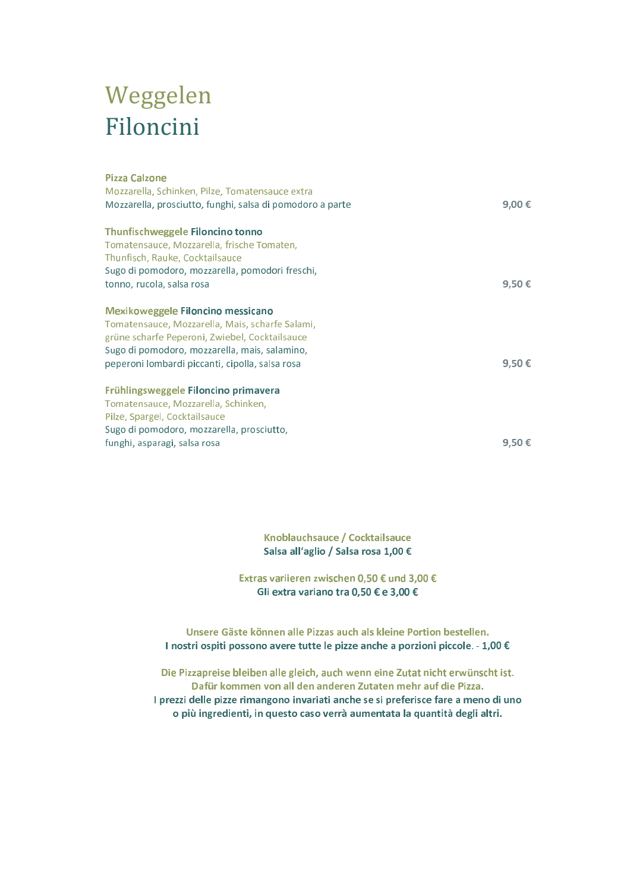# Weggelen
# Filoncini

**Pizza Calzone**
Mozzarella, Schinken, Pilze, Tomatensauce extra
Mozzarella, prosciutto, funghi, salsa di pomodoro a parte — **9,00 €**

**Thunfischweggele Filoncino tonno**
Tomatensauce, Mozzarella, frische Tomaten,
Thunfisch, Rauke, Cocktailsauce
Sugo di pomodoro, mozzarella, pomodori freschi,
tonno, rucola, salsa rosa — **9,50 €**

**Mexikoweggele Filoncino messicano**
Tomatensauce, Mozzarella, Mais, scharfe Salami,
grüne scharfe Peperoni, Zwiebel, Cocktailsauce
Sugo di pomodoro, mozzarella, mais, salamino,
peperoni lombardi piccanti, cipolla, salsa rosa — **9,50 €**

**Frühlingsweggele Filoncino primavera**
Tomatensauce, Mozzarella, Schinken,
Pilze, Spargel, Cocktailsauce
Sugo di pomodoro, mozzarella, prosciutto,
funghi, asparagi, salsa rosa — **9,50 €**

**Knoblauchsauce / Cocktailsauce**
**Salsa all'aglio / Salsa rosa 1,00 €**

**Extras variieren zwischen 0,50 € und 3,00 €**
**Gli extra variano tra 0,50 € e 3,00 €**

**Unsere Gäste können alle Pizzas auch als kleine Portion bestellen.**
**I nostri ospiti possono avere tutte le pizze anche a porzioni piccole. - 1,00 €**

**Die Pizzapreise bleiben alle gleich, auch wenn eine Zutat nicht erwünscht ist.**
**Dafür kommen von all den anderen Zutaten mehr auf die Pizza.**
**I prezzi delle pizze rimangono invariati anche se si preferisce fare a meno di uno o più ingredienti, in questo caso verrà aumentata la quantità degli altri.**